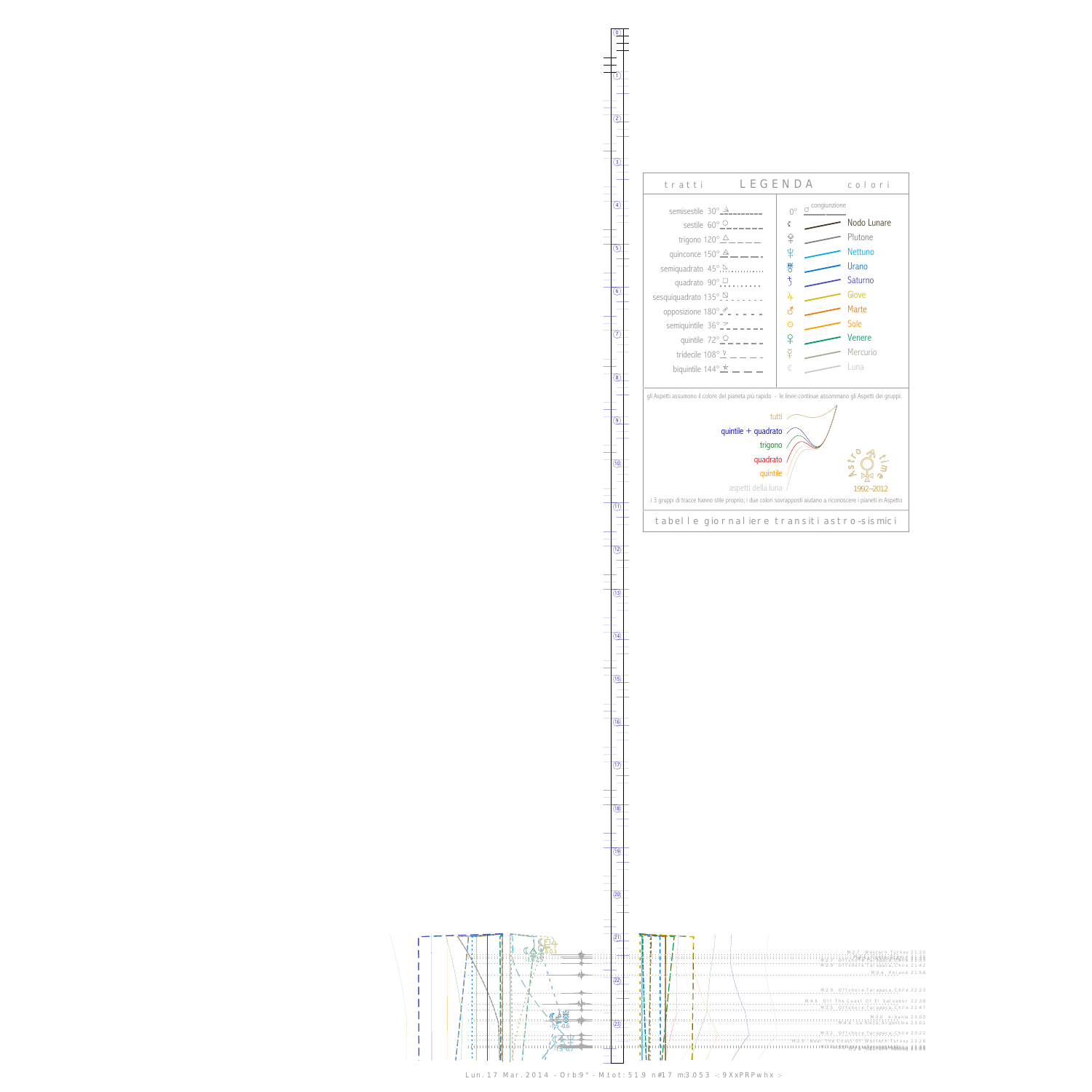## tratti LEGENDA colori

| tratti | | colori | |
|---|---|---|---|
| semisestile 30° | | 0° | congiunzione |
| sestile 60° | | | Nodo Lunare |
| trigono 120° | | | Plutone |
| quinconce 150° | | | Nettuno |
| semiquadrato 45° | | | Urano |
| quadrato 90° | | | Saturno |
| sesquiquadrato 135° | | | Giove |
| opposizione 180° | | | Marte |
| semiquintile 36° | | | Sole |
| quintile 72° | | | Venere |
| tridecile 108° | | | Mercurio |
| biquintile 144° | | | Luna |

gli Aspetti assumono il colore del pianeta più rapido - le linee continue assommano gli Aspetti dei gruppi:

- tutti
- quintile + quadrato
- trigono
- quadrato
- quintile
- aspetti della luna

Astro time 1992–2012

i 3 gruppi di tracce hanno stile proprio; i due colori sovrapposti aiutano a riconoscere i pianeti in Aspetto

tabelle giornaliere transiti astro-sismici

M2.7 Western Turkey 21:30
M2.9 Offshore Tarapaca Chile 21:42
M3.4 Poland 21:58
M2.9 Offshore Tarapaca Chile 22:23
M4.6 Off The Coast Of El Salvador 22:38
M2.5 Offshore Tarapaca Chile 22:47
M3.0 Albania 23:00
M2.4 ... 23:02
M3.1 Offshore Tarapaca Chile 23:22
M2.5 Near The Coast Of Western Turkey 23:28

Lun. 17 Mar. 2014 - Orb:9° - M.tot: 51.9 n#17 m:3.053 -: 9XxPRPwhx :-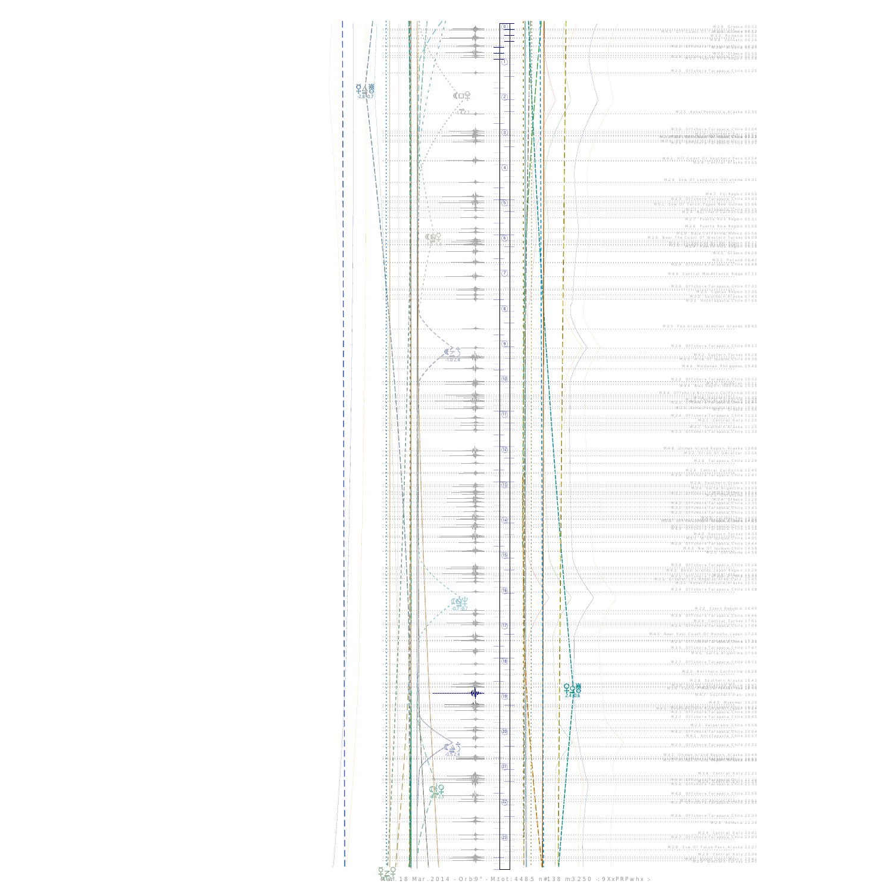M 2.9 Greece 00:10
M 3.1 Romania 00:25
M 3.2 Vanuatu 00:26
M 2.5 Offshore Tarapaca Chile 01:25
M 2.5 Kenai Peninsula Alaska 02:35
M 3.9 Offshore Tarapaca Chile 03:04
M 4.3 Off Coast Of Southern Peru 03:54
M 3.4 Central Alaska 03:55
M 2.8 Ssw Of Langston Oklahoma 04:31
M 4.7 Fiji Region 04:55
M 2.7 Offshore Tarapaca Chile 05:03
M 5.1 Ssw Of Taron Papua New Guinea 05:06
M 2.7 Puerto Rico Region 05:31
M 2.6 Puerto Rico Region 05:50
M 3.9 Baja California Mexico 05:56
M 2.6 Near The Coast Of Western Turkey 06:09
M 2.3 Greece 06:29
M 3.1 Poland 06:47
M 2.7 Offshore Tarapaca Chile 06:48
M 4.4 Central Mid-Atlantic Ridge 07:11
M 3.0 Offshore Tarapaca Chile 07:32
M 3.2 Southern Alaska 07:43
M 3.1 Antofagasta Chile 07:50
M 2.6 Fox Islands Aleutian Islands 08:40
M 2.6 Offshore Tarapaca Chile 09:13
M 4.2 Eastern Turkey 09:28
M 3.0 Wnw Of Iquique Chile 09:30
M 4.6 Mindanao Philippines 09:48
M 2.9 Offshore Tarapaca Chile 10:10
M 4.4 Offshore Northern California 10:33
M 3.4 Offshore Tarapaca Chile 11:12
M 2.1 Central Italy 11:20
M 2.7 Southern Alaska 11:25
M 2.7 Offshore Tarapaca Chile 11:33
M 4.8 Unimak Island Region Alaska 12:08
M 3.2 Strait Of Gibraltar 12:16
M 3.6 Tarapaca Chile 12:29
M 2.4 Central California 12:45
M 2.9 Offshore Tarapaca Chile 12:47
M 2.4 Southern Greece 13:06
M 3.6 Salta Argentina 13:09
M 4.2 Offshore Tarapaca Chile 13:35
M 3.1 Offshore Tarapaca Chile 13:43
M 2.5 Offshore Tarapaca Chile 13:51
M 4.8 Eastern Turkey 14:33
M 2.9 Offshore Tarapaca Chile 14:44
M 4.3 Nw Of Iquique Chile 14:58
M 3.8 Offshore Tarapaca Chile 15:26
M 4.4 Bonin Islands Japan Region 15:29
M 2.4 Offshore Tarapaca Chile 16:08
M 2.2 Czech Republic 16:40
M 2.8 Offshore Tarapaca Chile 16:46
M 3.4 Central Turkey 17:01
M 2.6 Offshore Tarapaca Chile 17:04
M 4.3 Near East Coast Of Honshu Japan 17:24
M 2.5 Offshore Tarapaca Chile 17:47
M 4.6 Salta Argentina 17:50
M 2.7 Offshore Tarapaca Chile 18:11
M 2.3 Northern California 18:28
M 2.8 Southern Alaska 18:43
M 4.7 Southern Iran 19:01
M 4.5 Myanmar 19:20
M 2.5 Offshore Tarapaca Chile 19:30
M 2.7 Offshore Tarapaca Chile 19:45
M 2.3 Valparaiso Chile 19:59
M 4.1 Offshore Tarapaca Chile 20:04
M 4.1 Antofagasta Chile 20:17
M 2.5 Offshore Tarapaca Chile 20:32
M 3.1 Unimak Island Region Alaska 20:49
M 3.4 Central Italy 21:21
M 3.0 Offshore Tarapaca Chile 21:33
M 4.8 Offshore Tarapaca Chile 21:55
M 2.6 Offshore Tarapaca Chile 22:33
M 2.5 Romania 22:39
M 3.4 Central Italy 23:02
M 4.1 Offshore Tarapaca Chile 23:09
M 2.6 Ssw Of False Pass Alaska 23:27
M 2.9 Central Italy 23:39

18 Mar 2014 - Orb:9° - M.tot: 448.5 n#138 m:3.250 -: 9XxPRPwhx :-